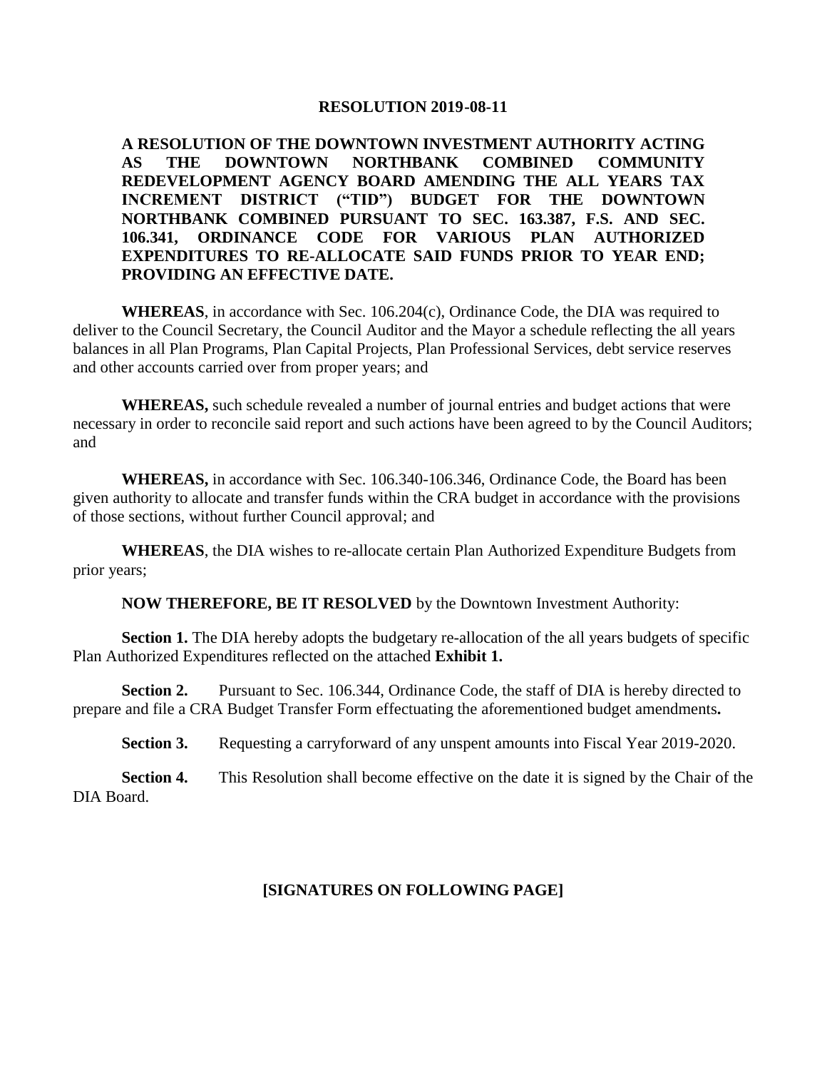# RESOLUTION 2019-08-11

**A RESOLUTION OF THE DOWNTOWN INVESTMENT AUTHORITY ACTING AS THE DOWNTOWN NORTHBANK COMBINED COMMUNITY REDEVELOPMENT AGENCY BOARD AMENDING THE ALL YEARS TAX INCREMENT DISTRICT ("TID") BUDGET FOR THE DOWNTOWN NORTHBANK COMBINED PURSUANT TO SEC. 163.387, F.S. AND SEC. 106.341, ORDINANCE CODE FOR VARIOUS PLAN AUTHORIZED EXPENDITURES TO RE-ALLOCATE SAID FUNDS PRIOR TO YEAR END; PROVIDING AN EFFECTIVE DATE.**

**WHEREAS**, in accordance with Sec. 106.204(c), Ordinance Code, the DIA was required to deliver to the Council Secretary, the Council Auditor and the Mayor a schedule reflecting the all years balances in all Plan Programs, Plan Capital Projects, Plan Professional Services, debt service reserves and other accounts carried over from proper years; and

**WHEREAS,** such schedule revealed a number of journal entries and budget actions that were necessary in order to reconcile said report and such actions have been agreed to by the Council Auditors; and

**WHEREAS,** in accordance with Sec. 106.340-106.346, Ordinance Code, the Board has been given authority to allocate and transfer funds within the CRA budget in accordance with the provisions of those sections, without further Council approval; and

**WHEREAS**, the DIA wishes to re-allocate certain Plan Authorized Expenditure Budgets from prior years;

**NOW THEREFORE, BE IT RESOLVED** by the Downtown Investment Authority:

**Section 1.** The DIA hereby adopts the budgetary re-allocation of the all years budgets of specific Plan Authorized Expenditures reflected on the attached **Exhibit 1.**

**Section 2.** Pursuant to Sec. 106.344, Ordinance Code, the staff of DIA is hereby directed to prepare and file a CRA Budget Transfer Form effectuating the aforementioned budget amendments**.**

**Section 3.** Requesting a carryforward of any unspent amounts into Fiscal Year 2019-2020.

**Section 4.** This Resolution shall become effective on the date it is signed by the Chair of the DIA Board.

**[SIGNATURES ON FOLLOWING PAGE]**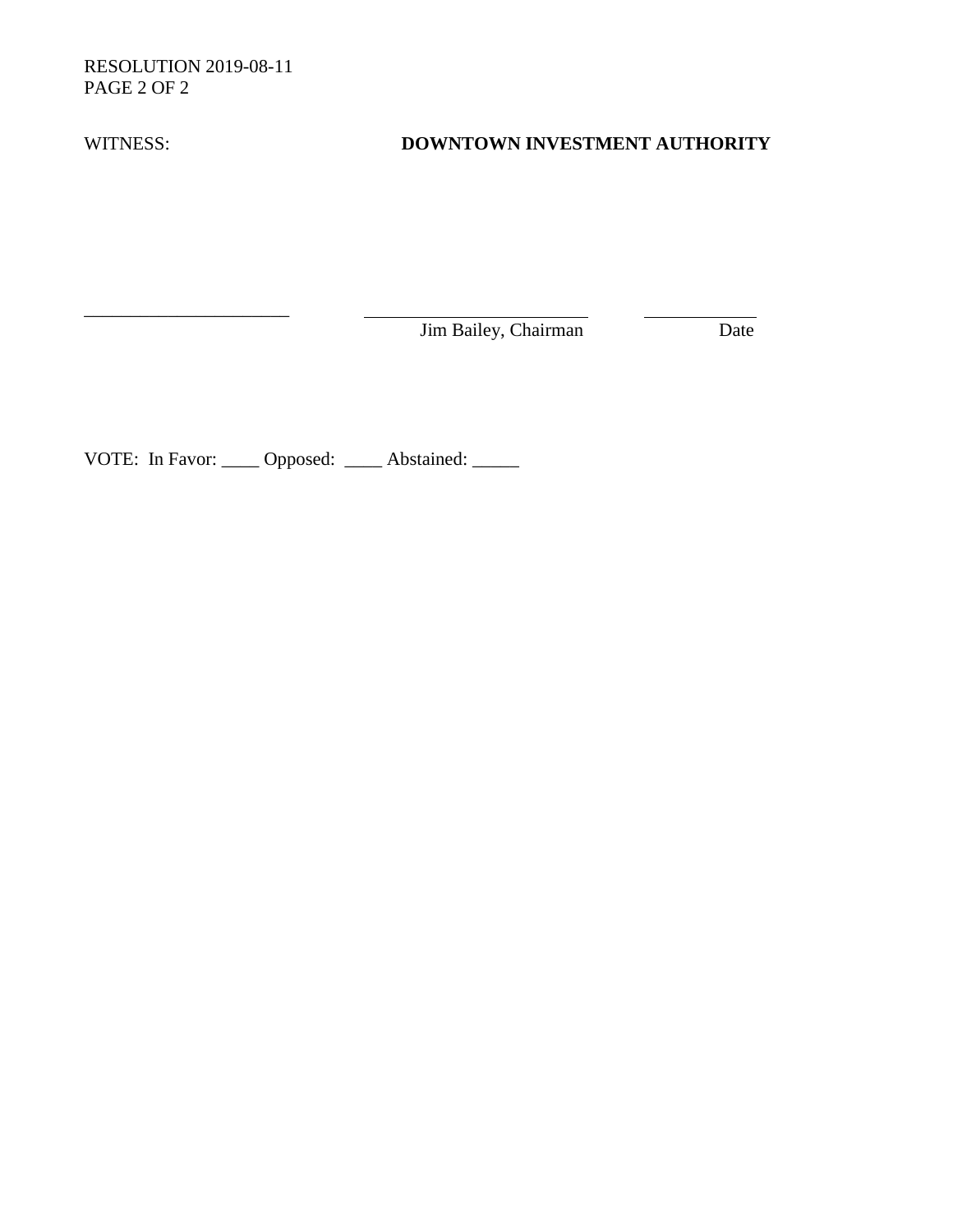WITNESS: **DOWNTOWN INVESTMENT AUTHORITY**

______________________ ________________________ ____________

Jim Bailey, Chairman Date

VOTE: In Favor: ____ Opposed: ____ Abstained: _____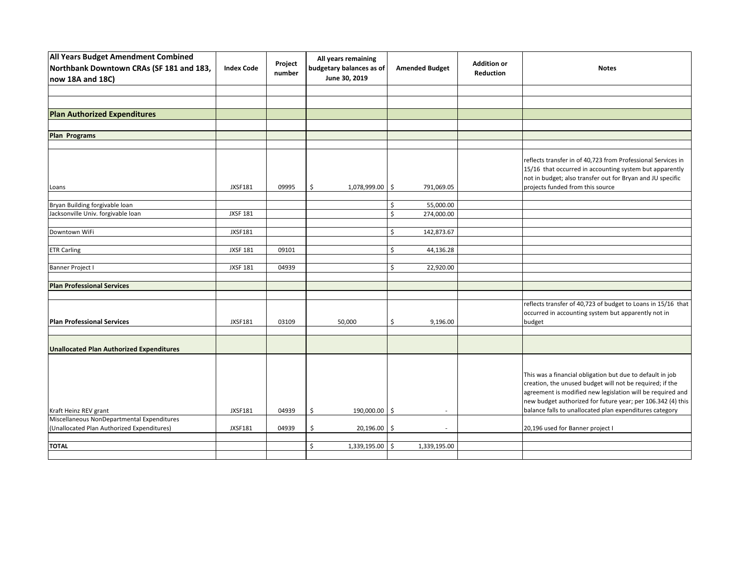| All Years Budget Amendment Combined Northbank Downtown CRAs (SF 181 and 183, now 18A and 18C) | Index Code | Project number | All years remaining budgetary balances as of June 30, 2019 | Amended Budget | Addition or Reduction | Notes |
|---|---|---|---|---|---|---|
| | | | | | | |
| | | | | | | |
| **Plan Authorized Expenditures** | | | | | | |
| | | | | | | |
| **Plan Programs** | | | | | | |
| | | | | | | |
| Loans | JXSF181 | 09995 | $ 1,078,999.00 | $ 791,069.05 | | reflects transfer in of 40,723 from Professional Services in 15/16 that occurred in accounting system but apparently not in budget; also transfer out for Bryan and JU specific projects funded from this source |
| | | | | | | |
| Bryan Building forgivable loan | | | | $ 55,000.00 | | |
| Jacksonville Univ. forgivable loan | JXSF 181 | | | $ 274,000.00 | | |
| | | | | | | |
| Downtown WiFi | JXSF181 | | | $ 142,873.67 | | |
| | | | | | | |
| ETR Carling | JXSF 181 | 09101 | | $ 44,136.28 | | |
| | | | | | | |
| Banner Project I | JXSF 181 | 04939 | | $ 22,920.00 | | |
| | | | | | | |
| **Plan Professional Services** | | | | | | |
| | | | | | | |
| **Plan Professional Services** | JXSF181 | 03109 | 50,000 | $ 9,196.00 | | reflects transfer of 40,723 of budget to Loans in 15/16 that occurred in accounting system but apparently not in budget |
| | | | | | | |
| **Unallocated Plan Authorized Expenditures** | | | | | | |
| Kraft Heinz REV grant | JXSF181 | 04939 | $ 190,000.00 | $ - | | This was a financial obligation but due to default in job creation, the unused budget will not be required; if the agreement is modified new legislation will be required and new budget authorized for future year; per 106.342 (4) this balance falls to unallocated plan expenditures category |
| Miscellaneous NonDepartmental Expenditures (Unallocated Plan Authorized Expenditures) | JXSF181 | 04939 | $ 20,196.00 | $ - | | 20,196 used for Banner project I |
| | | | | | | |
| **TOTAL** | | | $ 1,339,195.00 | $ 1,339,195.00 | | |
| | | | | | | |